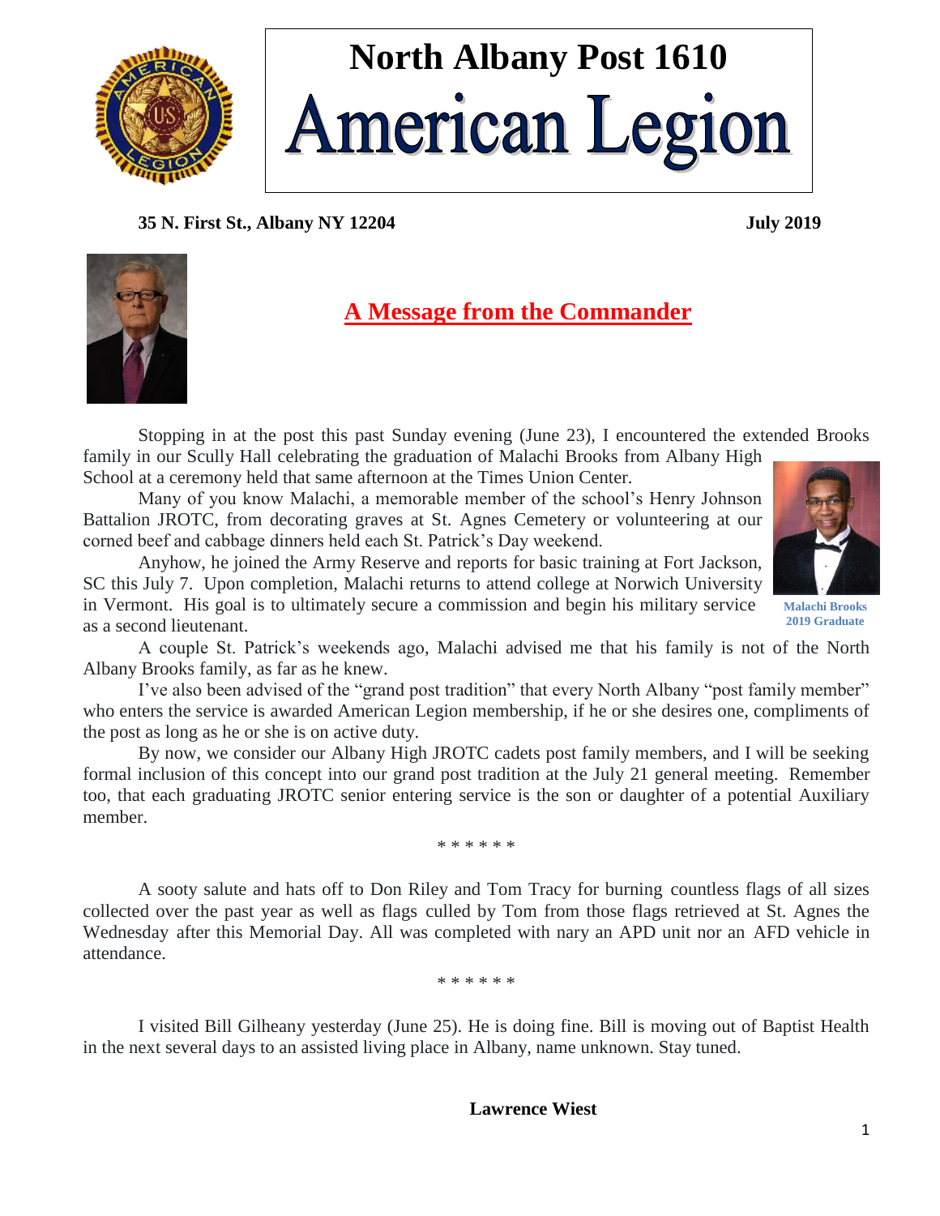# North Albany Post 1610

# American Legion

**35 N. First St., Albany NY 12204** **July 2019**

## A Message from the Commander

Stopping in at the post this past Sunday evening (June 23), I encountered the extended Brooks family in our Scully Hall celebrating the graduation of Malachi Brooks from Albany High School at a ceremony held that same afternoon at the Times Union Center.

Many of you know Malachi, a memorable member of the school's Henry Johnson Battalion JROTC, from decorating graves at St. Agnes Cemetery or volunteering at our corned beef and cabbage dinners held each St. Patrick's Day weekend.

Anyhow, he joined the Army Reserve and reports for basic training at Fort Jackson, SC this July 7. Upon completion, Malachi returns to attend college at Norwich University in Vermont. His goal is to ultimately secure a commission and begin his military service as a second lieutenant.

Malachi Brooks
2019 Graduate

A couple St. Patrick's weekends ago, Malachi advised me that his family is not of the North Albany Brooks family, as far as he knew.

I've also been advised of the "grand post tradition" that every North Albany "post family member" who enters the service is awarded American Legion membership, if he or she desires one, compliments of the post as long as he or she is on active duty.

By now, we consider our Albany High JROTC cadets post family members, and I will be seeking formal inclusion of this concept into our grand post tradition at the July 21 general meeting. Remember too, that each graduating JROTC senior entering service is the son or daughter of a potential Auxiliary member.

\* \* \* \* \* \*

A sooty salute and hats off to Don Riley and Tom Tracy for burning countless flags of all sizes collected over the past year as well as flags culled by Tom from those flags retrieved at St. Agnes the Wednesday after this Memorial Day. All was completed with nary an APD unit nor an AFD vehicle in attendance.

\* \* \* \* \* \*

I visited Bill Gilheany yesterday (June 25). He is doing fine. Bill is moving out of Baptist Health in the next several days to an assisted living place in Albany, name unknown. Stay tuned.

**Lawrence Wiest**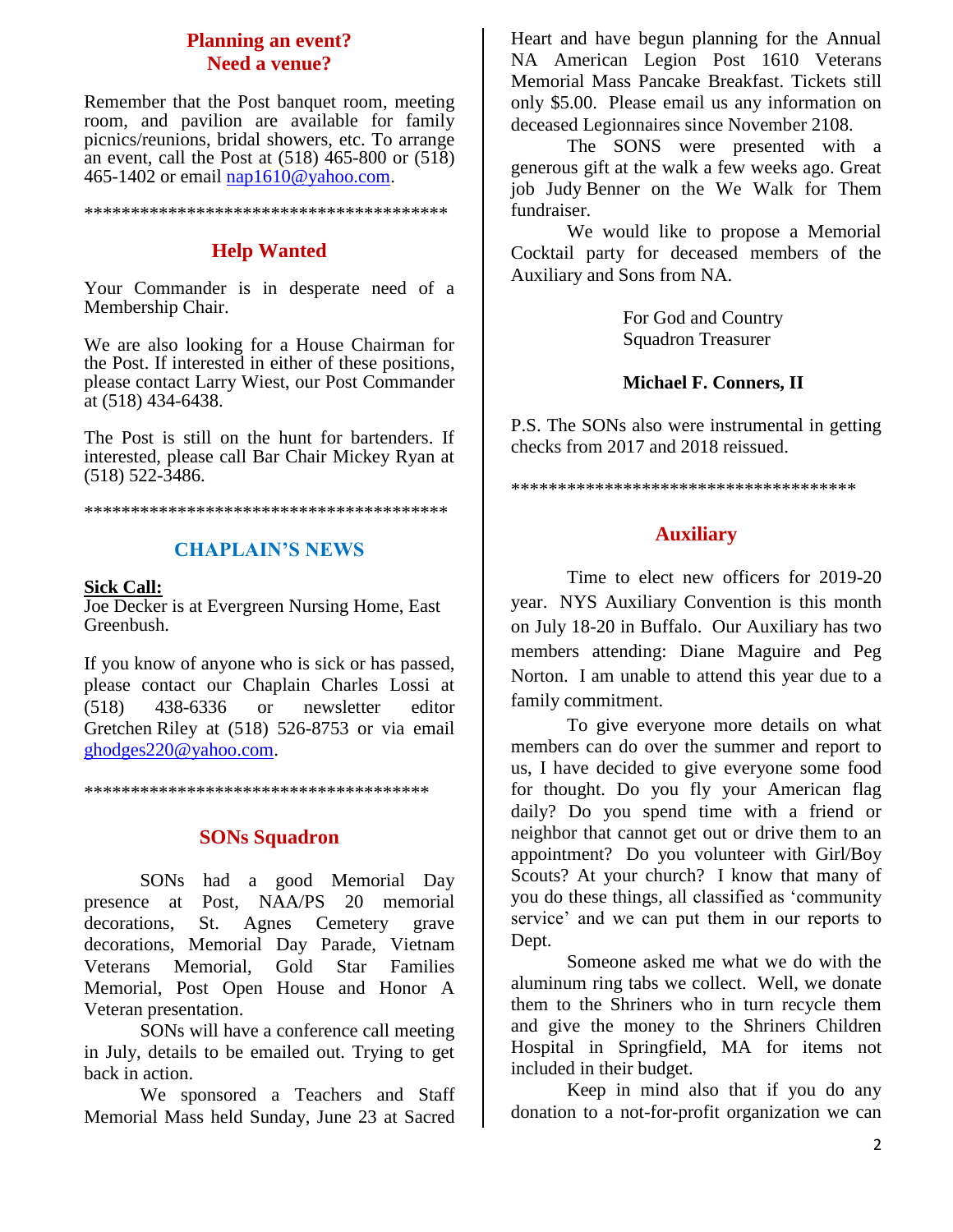## Planning an event? Need a venue?

Remember that the Post banquet room, meeting room, and pavilion are available for family picnics/reunions, bridal showers, etc. To arrange an event, call the Post at (518) 465-800 or (518) 465-1402 or email nap1610@yahoo.com.

****************************************

## Help Wanted

Your Commander is in desperate need of a Membership Chair.

We are also looking for a House Chairman for the Post. If interested in either of these positions, please contact Larry Wiest, our Post Commander at (518) 434-6438.

The Post is still on the hunt for bartenders. If interested, please call Bar Chair Mickey Ryan at (518) 522-3486.

****************************************

## CHAPLAIN'S NEWS

**Sick Call:**
Joe Decker is at Evergreen Nursing Home, East Greenbush.

If you know of anyone who is sick or has passed, please contact our Chaplain Charles Lossi at (518) 438-6336 or newsletter editor Gretchen Riley at (518) 526-8753 or via email ghodges220@yahoo.com.

**************************************

## SONs Squadron

SONs had a good Memorial Day presence at Post, NAA/PS 20 memorial decorations, St. Agnes Cemetery grave decorations, Memorial Day Parade, Vietnam Veterans Memorial, Gold Star Families Memorial, Post Open House and Honor A Veteran presentation.

SONs will have a conference call meeting in July, details to be emailed out. Trying to get back in action.

We sponsored a Teachers and Staff Memorial Mass held Sunday, June 23 at Sacred Heart and have begun planning for the Annual NA American Legion Post 1610 Veterans Memorial Mass Pancake Breakfast. Tickets still only $5.00. Please email us any information on deceased Legionnaires since November 2108.

The SONS were presented with a generous gift at the walk a few weeks ago. Great job Judy Benner on the We Walk for Them fundraiser.

We would like to propose a Memorial Cocktail party for deceased members of the Auxiliary and Sons from NA.

For God and Country
Squadron Treasurer

**Michael F. Conners, II**

P.S. The SONs also were instrumental in getting checks from 2017 and 2018 reissued.

*************************************

## Auxiliary

Time to elect new officers for 2019-20 year. NYS Auxiliary Convention is this month on July 18-20 in Buffalo. Our Auxiliary has two members attending: Diane Maguire and Peg Norton. I am unable to attend this year due to a family commitment.

To give everyone more details on what members can do over the summer and report to us, I have decided to give everyone some food for thought. Do you fly your American flag daily? Do you spend time with a friend or neighbor that cannot get out or drive them to an appointment? Do you volunteer with Girl/Boy Scouts? At your church? I know that many of you do these things, all classified as 'community service' and we can put them in our reports to Dept.

Someone asked me what we do with the aluminum ring tabs we collect. Well, we donate them to the Shriners who in turn recycle them and give the money to the Shriners Children Hospital in Springfield, MA for items not included in their budget.

Keep in mind also that if you do any donation to a not-for-profit organization we can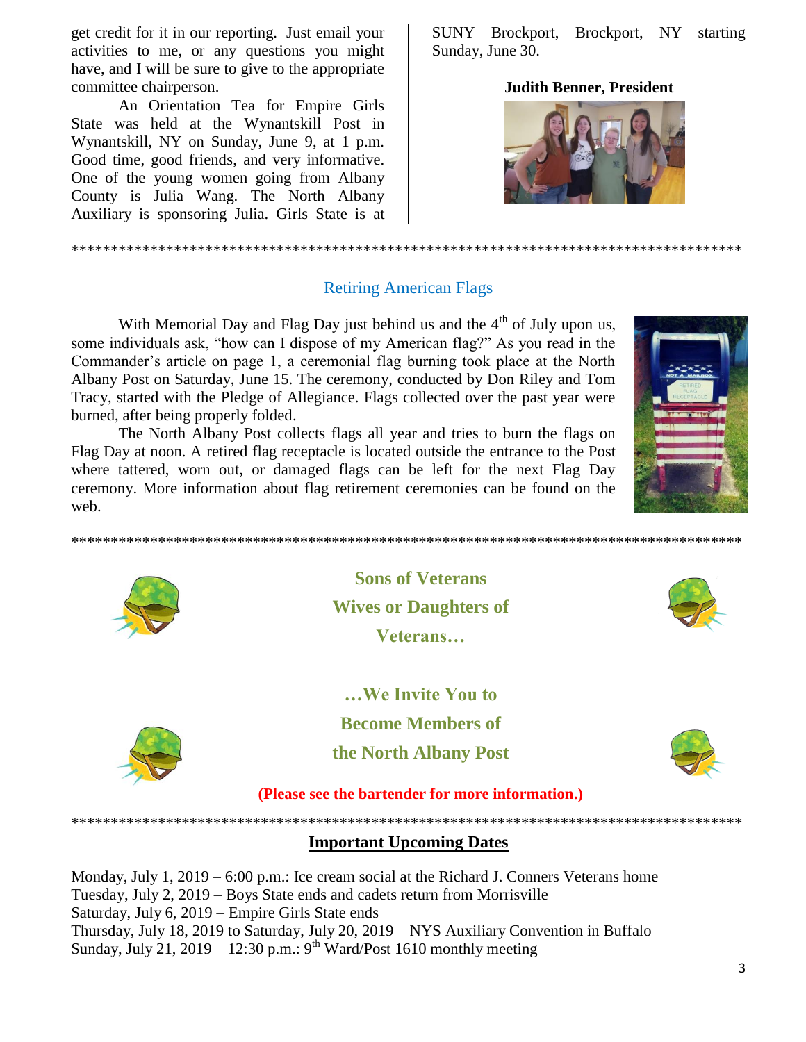get credit for it in our reporting. Just email your activities to me, or any questions you might have, and I will be sure to give to the appropriate committee chairperson.

An Orientation Tea for Empire Girls State was held at the Wynantskill Post in Wynantskill, NY on Sunday, June 9, at 1 p.m. Good time, good friends, and very informative. One of the young women going from Albany County is Julia Wang. The North Albany Auxiliary is sponsoring Julia. Girls State is at SUNY Brockport, Brockport, NY starting Sunday, June 30.

**Judith Benner, President**

\*\*\*\*\*\*\*\*\*\*\*\*\*\*\*\*\*\*\*\*\*\*\*\*\*\*\*\*\*\*\*\*\*\*\*\*\*\*\*\*\*\*\*\*\*\*\*\*\*\*\*\*\*\*\*\*\*\*\*\*\*\*\*\*\*\*\*\*\*\*\*\*\*\*\*\*\*\*\*\*\*\*\*\*\*\*\*\*\*\*

## Retiring American Flags

With Memorial Day and Flag Day just behind us and the 4th of July upon us, some individuals ask, "how can I dispose of my American flag?" As you read in the Commander's article on page 1, a ceremonial flag burning took place at the North Albany Post on Saturday, June 15. The ceremony, conducted by Don Riley and Tom Tracy, started with the Pledge of Allegiance. Flags collected over the past year were burned, after being properly folded.

The North Albany Post collects flags all year and tries to burn the flags on Flag Day at noon. A retired flag receptacle is located outside the entrance to the Post where tattered, worn out, or damaged flags can be left for the next Flag Day ceremony. More information about flag retirement ceremonies can be found on the web.

\*\*\*\*\*\*\*\*\*\*\*\*\*\*\*\*\*\*\*\*\*\*\*\*\*\*\*\*\*\*\*\*\*\*\*\*\*\*\*\*\*\*\*\*\*\*\*\*\*\*\*\*\*\*\*\*\*\*\*\*\*\*\*\*\*\*\*\*\*\*\*\*\*\*\*\*\*\*\*\*\*\*\*\*\*\*\*\*\*\*

**Sons of Veterans**
**Wives or Daughters of Veterans…**

**…We Invite You to Become Members of the North Albany Post**

**(Please see the bartender for more information.)**

\*\*\*\*\*\*\*\*\*\*\*\*\*\*\*\*\*\*\*\*\*\*\*\*\*\*\*\*\*\*\*\*\*\*\*\*\*\*\*\*\*\*\*\*\*\*\*\*\*\*\*\*\*\*\*\*\*\*\*\*\*\*\*\*\*\*\*\*\*\*\*\*\*\*\*\*\*\*\*\*\*\*\*\*\*\*\*\*\*\*

## Important Upcoming Dates

Monday, July 1, 2019 – 6:00 p.m.: Ice cream social at the Richard J. Conners Veterans home
Tuesday, July 2, 2019 – Boys State ends and cadets return from Morrisville
Saturday, July 6, 2019 – Empire Girls State ends
Thursday, July 18, 2019 to Saturday, July 20, 2019 – NYS Auxiliary Convention in Buffalo
Sunday, July 21, 2019 – 12:30 p.m.: 9th Ward/Post 1610 monthly meeting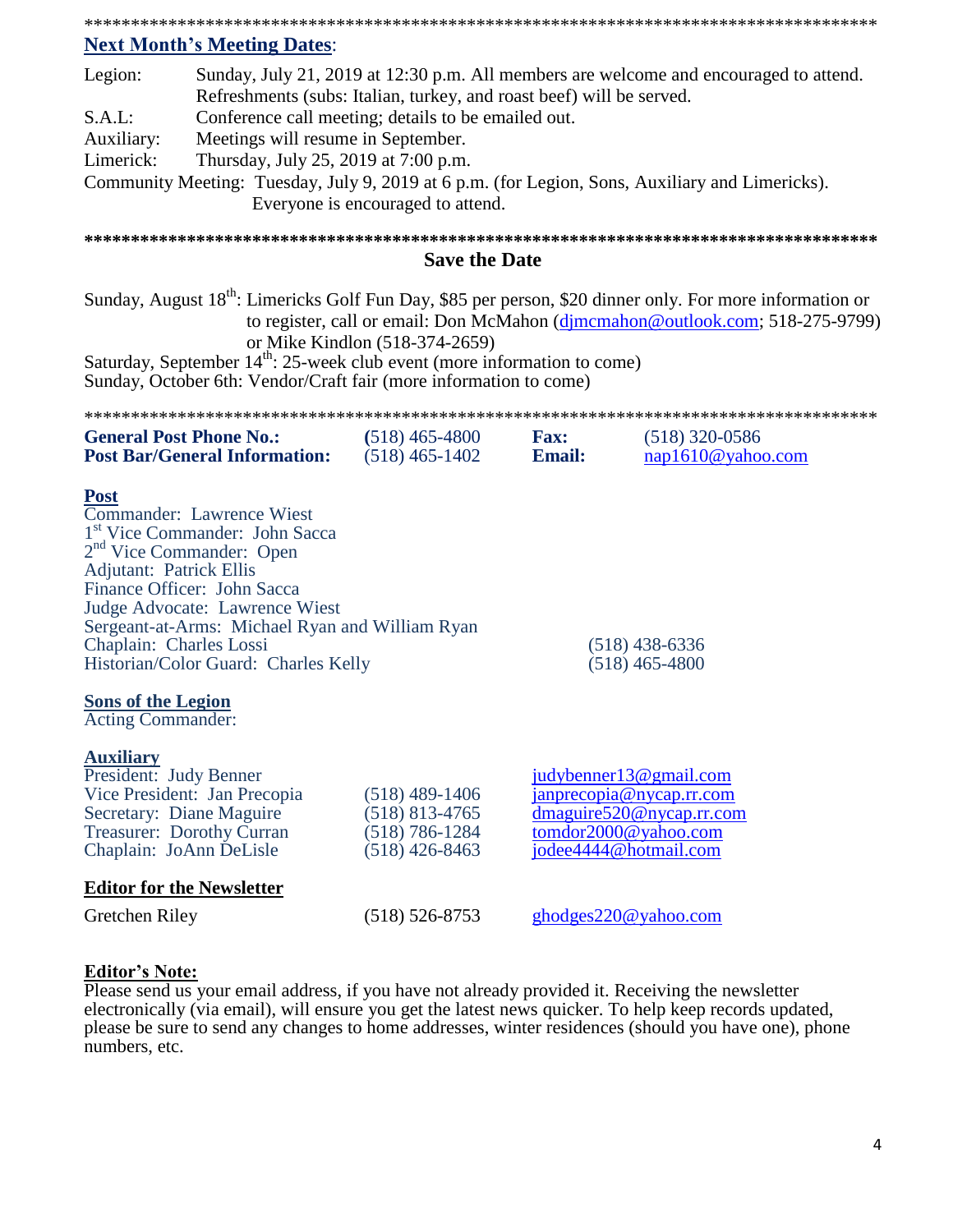*******************************************************************************************

## Next Month's Meeting Dates:

Legion: Sunday, July 21, 2019 at 12:30 p.m. All members are welcome and encouraged to attend. Refreshments (subs: Italian, turkey, and roast beef) will be served.

S.A.L: Conference call meeting; details to be emailed out.

Auxiliary: Meetings will resume in September.

Limerick: Thursday, July 25, 2019 at 7:00 p.m.

Community Meeting: Tuesday, July 9, 2019 at 6 p.m. (for Legion, Sons, Auxiliary and Limericks). Everyone is encouraged to attend.

*******************************************************************************************

## Save the Date

Sunday, August 18th: Limericks Golf Fun Day, $85 per person, $20 dinner only. For more information or to register, call or email: Don McMahon (djmcmahon@outlook.com; 518-275-9799) or Mike Kindlon (518-374-2659)

Saturday, September 14th: 25-week club event (more information to come)

Sunday, October 6th: Vendor/Craft fair (more information to come)

*******************************************************************************************

| | | | |
|---|---|---|---|
| **General Post Phone No.:** | (518) 465-4800 | **Fax:** | (518) 320-0586 |
| **Post Bar/General Information:** | (518) 465-1402 | **Email:** | nap1610@yahoo.com |

**Post**

Commander: Lawrence Wiest
1st Vice Commander: John Sacca
2nd Vice Commander: Open
Adjutant: Patrick Ellis
Finance Officer: John Sacca
Judge Advocate: Lawrence Wiest
Sergeant-at-Arms: Michael Ryan and William Ryan
Chaplain: Charles Lossi — (518) 438-6336
Historian/Color Guard: Charles Kelly — (518) 465-4800

**Sons of the Legion**

Acting Commander:

**Auxiliary**

| | | |
|---|---|---|
| President: Judy Benner | | judybenner13@gmail.com |
| Vice President: Jan Precopia | (518) 489-1406 | janprecopia@nycap.rr.com |
| Secretary: Diane Maguire | (518) 813-4765 | dmaguire520@nycap.rr.com |
| Treasurer: Dorothy Curran | (518) 786-1284 | tomdor2000@yahoo.com |
| Chaplain: JoAnn DeLisle | (518) 426-8463 | jodee4444@hotmail.com |

**Editor for the Newsletter**

Gretchen Riley — (518) 526-8753 — ghodges220@yahoo.com

**Editor's Note:**

Please send us your email address, if you have not already provided it. Receiving the newsletter electronically (via email), will ensure you get the latest news quicker. To help keep records updated, please be sure to send any changes to home addresses, winter residences (should you have one), phone numbers, etc.